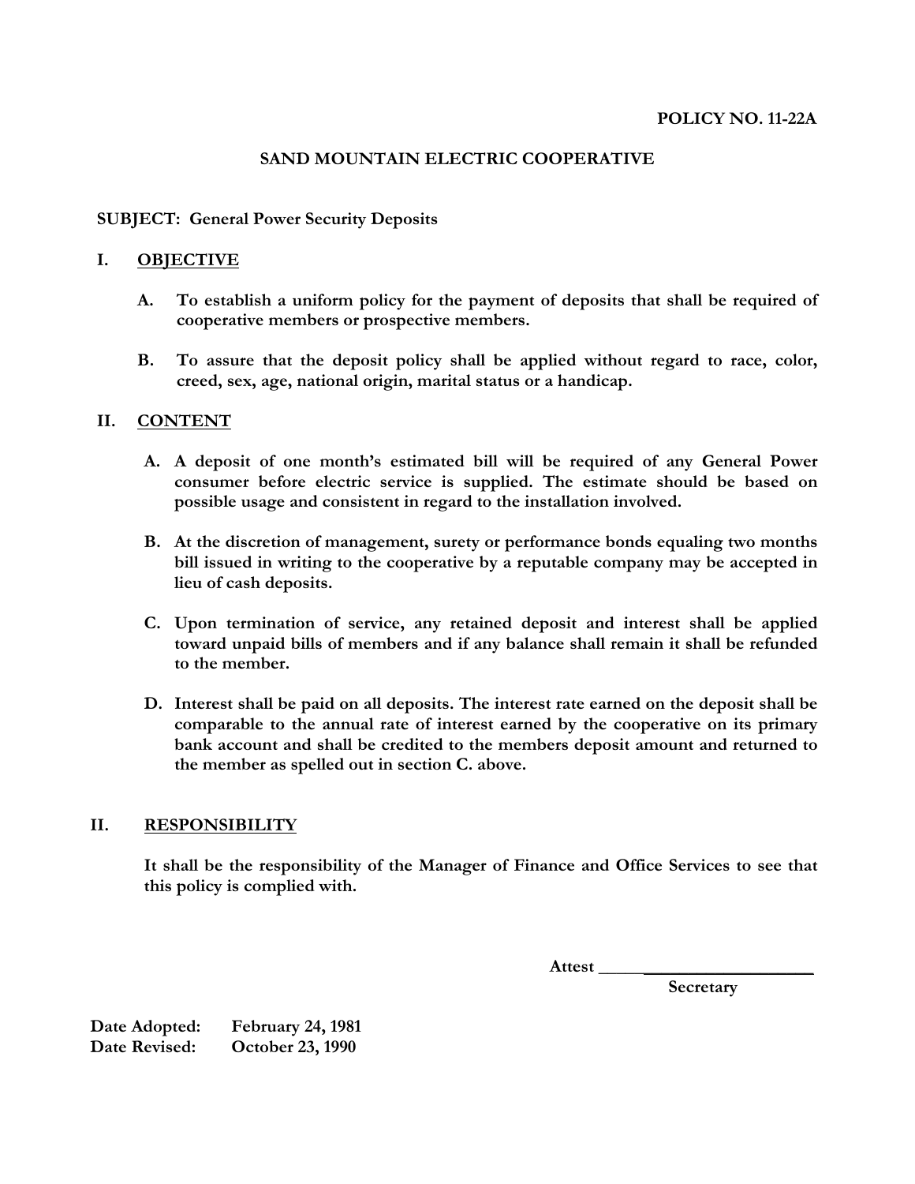**POLICY NO. 11-22A**

# SAND MOUNTAIN ELECTRIC COOPERATIVE

**SUBJECT: General Power Security Deposits**

## I. OBJECTIVE

**A. To establish a uniform policy for the payment of deposits that shall be required of cooperative members or prospective members.**

**B. To assure that the deposit policy shall be applied without regard to race, color, creed, sex, age, national origin, marital status or a handicap.**

## II. CONTENT

**A. A deposit of one month's estimated bill will be required of any General Power consumer before electric service is supplied. The estimate should be based on possible usage and consistent in regard to the installation involved.**

**B. At the discretion of management, surety or performance bonds equaling two months bill issued in writing to the cooperative by a reputable company may be accepted in lieu of cash deposits.**

**C. Upon termination of service, any retained deposit and interest shall be applied toward unpaid bills of members and if any balance shall remain it shall be refunded to the member.**

**D. Interest shall be paid on all deposits. The interest rate earned on the deposit shall be comparable to the annual rate of interest earned by the cooperative on its primary bank account and shall be credited to the members deposit amount and returned to the member as spelled out in section C. above.**

## II. RESPONSIBILITY

**It shall be the responsibility of the Manager of Finance and Office Services to see that this policy is complied with.**

**Attest \_\_\_\_\_\_\_\_\_\_\_\_\_\_\_\_\_\_\_\_\_\_\_\_\_\_**

**Secretary**

**Date Adopted: February 24, 1981**
**Date Revised: October 23, 1990**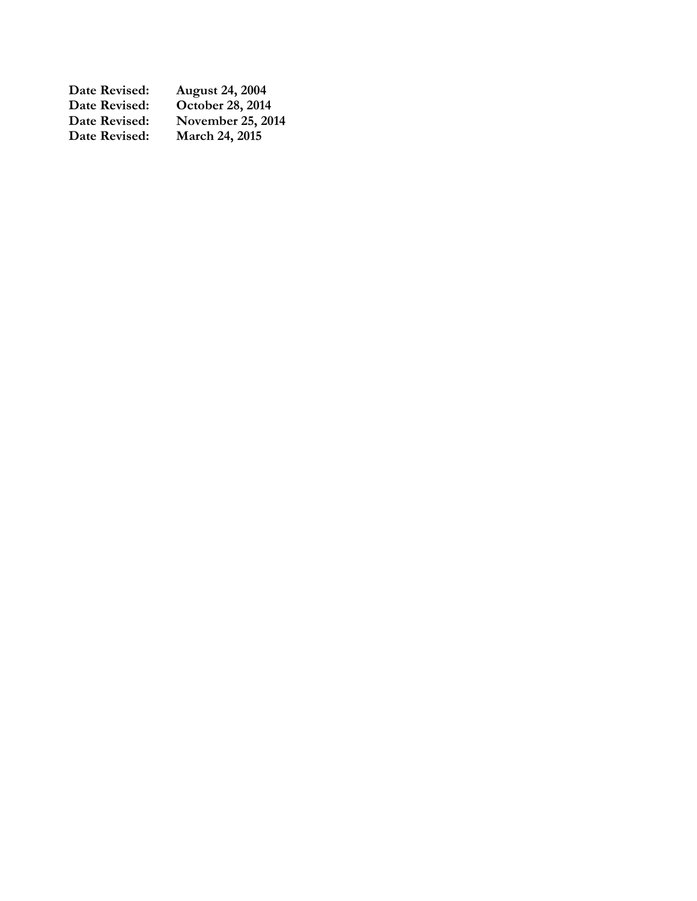| | |
|---|---|
| **Date Revised:** | **August 24, 2004** |
| **Date Revised:** | **October 28, 2014** |
| **Date Revised:** | **November 25, 2014** |
| **Date Revised:** | **March 24, 2015** |